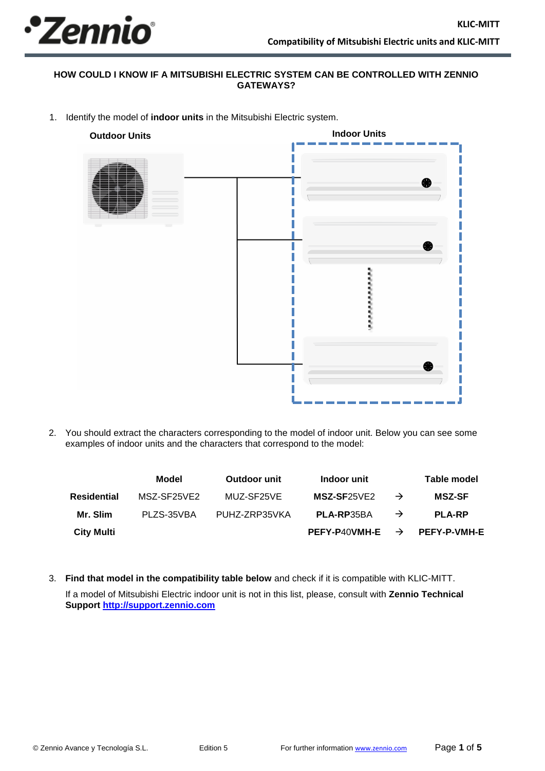## HOW COULD I KNOW IF A MITSUBISHI ELECTRIC SYSTEM CAN BE CONTROLLED WITH ZENNIO GATEWAYS?

1. Identify the model of **indoor units** in the Mitsubishi Electric system.

**Outdoor Units** **Indoor Units**

2. You should extract the characters corresponding to the model of indoor unit. Below you can see some examples of indoor units and the characters that correspond to the model:

| | Model | Outdoor unit | Indoor unit | | Table model |
|---|---|---|---|---|---|
| **Residential** | MSZ-SF25VE2 | MUZ-SF25VE | **MSZ-SF**25VE2 | → | **MSZ-SF** |
| **Mr. Slim** | PLZS-35VBA | PUHZ-ZRP35VKA | **PLA-RP**35BA | → | **PLA-RP** |
| **City Multi** | | | **PEFY-P**40**VMH-E** | → | **PEFY-P-VMH-E** |

3. **Find that model in the compatibility table below** and check if it is compatible with KLIC-MITT.

   If a model of Mitsubishi Electric indoor unit is not in this list, please, consult with **Zennio Technical Support** [http://support.zennio.com](http://support.zennio.com)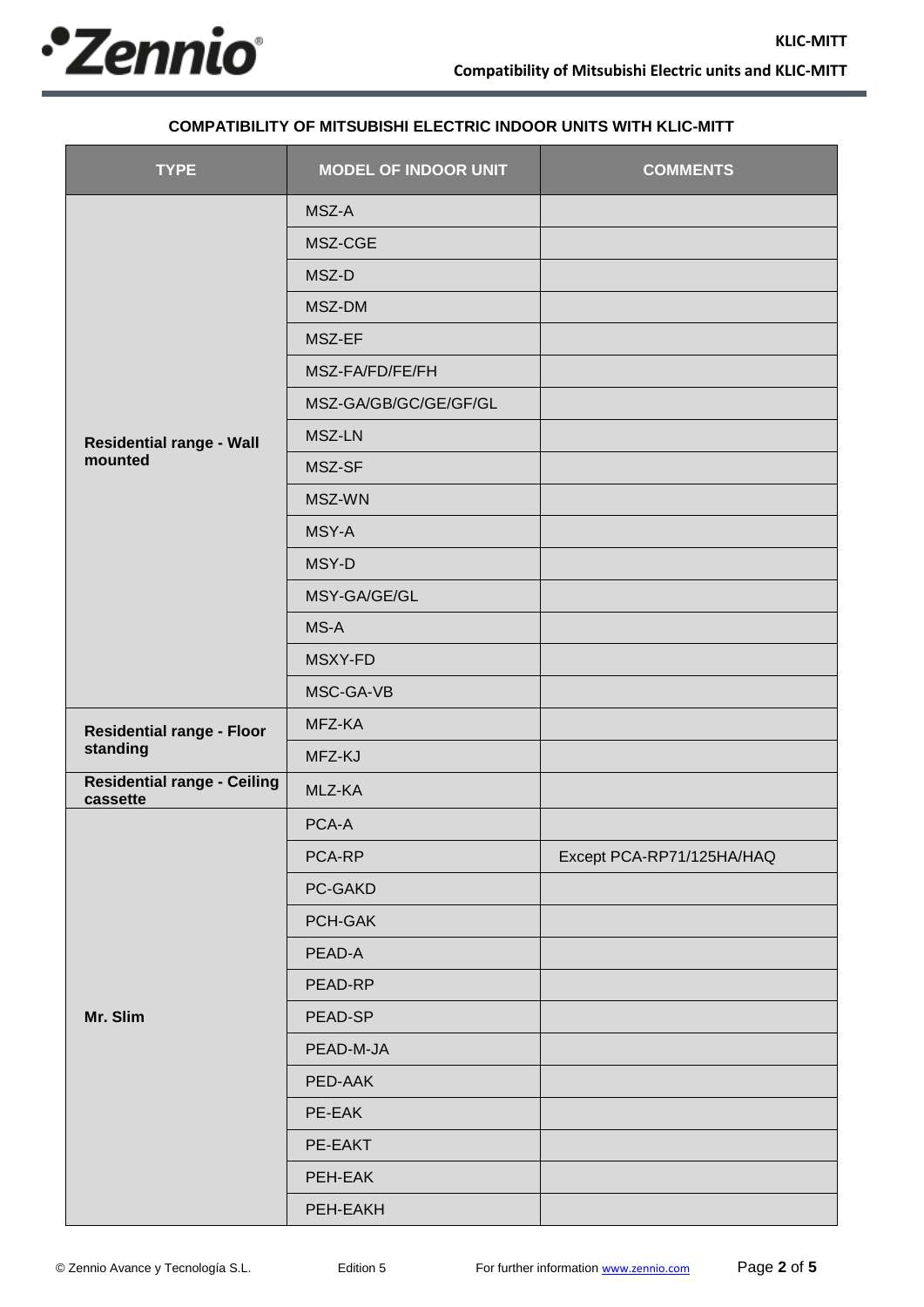**COMPATIBILITY OF MITSUBISHI ELECTRIC INDOOR UNITS WITH KLIC-MITT**

| TYPE | MODEL OF INDOOR UNIT | COMMENTS |
|---|---|---|
| **Residential range - Wall mounted** | MSZ-A | |
| | MSZ-CGE | |
| | MSZ-D | |
| | MSZ-DM | |
| | MSZ-EF | |
| | MSZ-FA/FD/FE/FH | |
| | MSZ-GA/GB/GC/GE/GF/GL | |
| | MSZ-LN | |
| | MSZ-SF | |
| | MSZ-WN | |
| | MSY-A | |
| | MSY-D | |
| | MSY-GA/GE/GL | |
| | MS-A | |
| | MSXY-FD | |
| | MSC-GA-VB | |
| **Residential range - Floor standing** | MFZ-KA | |
| | MFZ-KJ | |
| **Residential range - Ceiling cassette** | MLZ-KA | |
| **Mr. Slim** | PCA-A | |
| | PCA-RP | Except PCA-RP71/125HA/HAQ |
| | PC-GAKD | |
| | PCH-GAK | |
| | PEAD-A | |
| | PEAD-RP | |
| | PEAD-SP | |
| | PEAD-M-JA | |
| | PED-AAK | |
| | PE-EAK | |
| | PE-EAKT | |
| | PEH-EAK | |
| | PEH-EAKH | |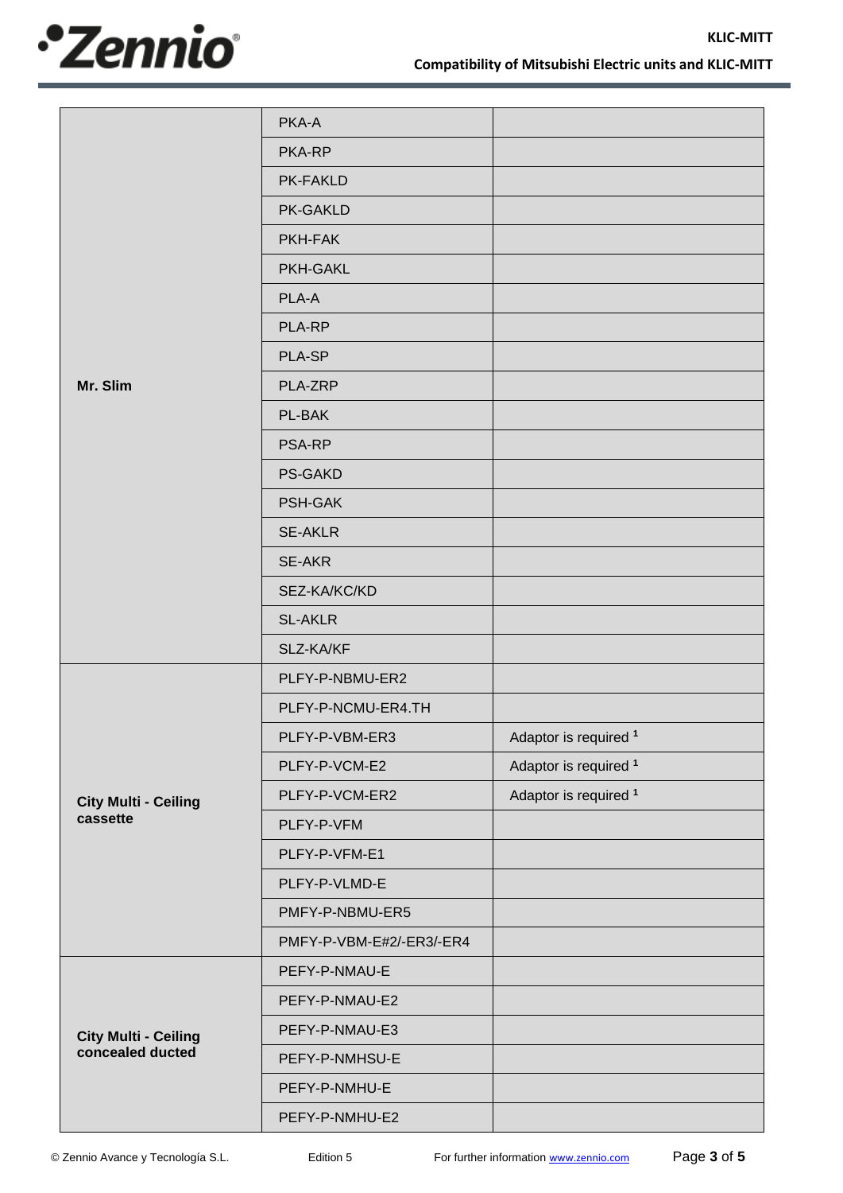| | | |
|---|---|---|
| Mr. Slim | PKA-A | |
| | PKA-RP | |
| | PK-FAKLD | |
| | PK-GAKLD | |
| | PKH-FAK | |
| | PKH-GAKL | |
| | PLA-A | |
| | PLA-RP | |
| | PLA-SP | |
| | PLA-ZRP | |
| | PL-BAK | |
| | PSA-RP | |
| | PS-GAKD | |
| | PSH-GAK | |
| | SE-AKLR | |
| | SE-AKR | |
| | SEZ-KA/KC/KD | |
| | SL-AKLR | |
| | SLZ-KA/KF | |
| City Multi - Ceiling cassette | PLFY-P-NBMU-ER2 | |
| | PLFY-P-NCMU-ER4.TH | |
| | PLFY-P-VBM-ER3 | Adaptor is required [1] |
| | PLFY-P-VCM-E2 | Adaptor is required [1] |
| | PLFY-P-VCM-ER2 | Adaptor is required [1] |
| | PLFY-P-VFM | |
| | PLFY-P-VFM-E1 | |
| | PLFY-P-VLMD-E | |
| | PMFY-P-NBMU-ER5 | |
| | PMFY-P-VBM-E#2/-ER3/-ER4 | |
| City Multi - Ceiling concealed ducted | PEFY-P-NMAU-E | |
| | PEFY-P-NMAU-E2 | |
| | PEFY-P-NMAU-E3 | |
| | PEFY-P-NMHSU-E | |
| | PEFY-P-NMHU-E | |
| | PEFY-P-NMHU-E2 | |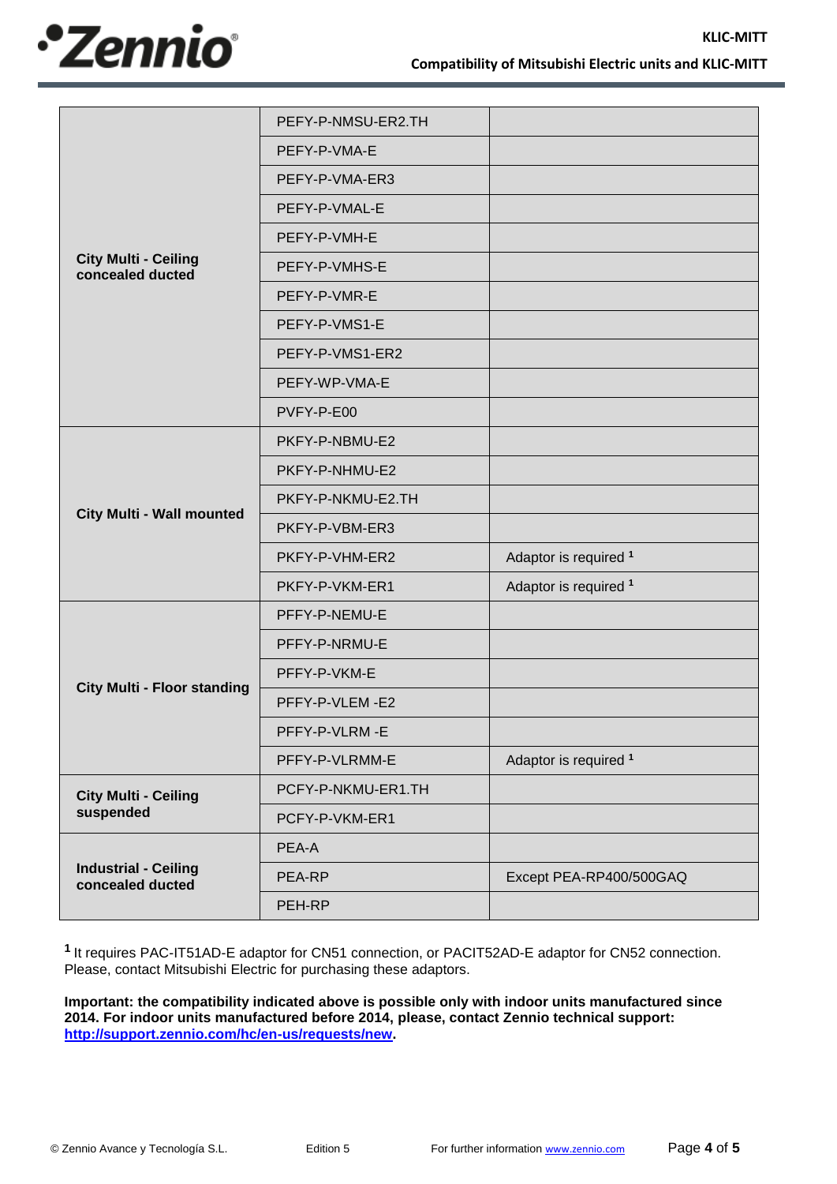| | | |
|---|---|---|
| **City Multi - Ceiling concealed ducted** | PEFY-P-NMSU-ER2.TH | |
| | PEFY-P-VMA-E | |
| | PEFY-P-VMA-ER3 | |
| | PEFY-P-VMAL-E | |
| | PEFY-P-VMH-E | |
| | PEFY-P-VMHS-E | |
| | PEFY-P-VMR-E | |
| | PEFY-P-VMS1-E | |
| | PEFY-P-VMS1-ER2 | |
| | PEFY-WP-VMA-E | |
| | PVFY-P-E00 | |
| **City Multi - Wall mounted** | PKFY-P-NBMU-E2 | |
| | PKFY-P-NHMU-E2 | |
| | PKFY-P-NKMU-E2.TH | |
| | PKFY-P-VBM-ER3 | |
| | PKFY-P-VHM-ER2 | Adaptor is required [1] |
| | PKFY-P-VKM-ER1 | Adaptor is required [1] |
| **City Multi - Floor standing** | PFFY-P-NEMU-E | |
| | PFFY-P-NRMU-E | |
| | PFFY-P-VKM-E | |
| | PFFY-P-VLEM -E2 | |
| | PFFY-P-VLRM -E | |
| | PFFY-P-VLRMM-E | Adaptor is required [1] |
| **City Multi - Ceiling suspended** | PCFY-P-NKMU-ER1.TH | |
| | PCFY-P-VKM-ER1 | |
| **Industrial - Ceiling concealed ducted** | PEA-A | |
| | PEA-RP | Except PEA-RP400/500GAQ |
| | PEH-RP | |

[1] It requires PAC-IT51AD-E adaptor for CN51 connection, or PACIT52AD-E adaptor for CN52 connection. Please, contact Mitsubishi Electric for purchasing these adaptors.

**Important: the compatibility indicated above is possible only with indoor units manufactured since 2014. For indoor units manufactured before 2014, please, contact Zennio technical support: http://support.zennio.com/hc/en-us/requests/new.**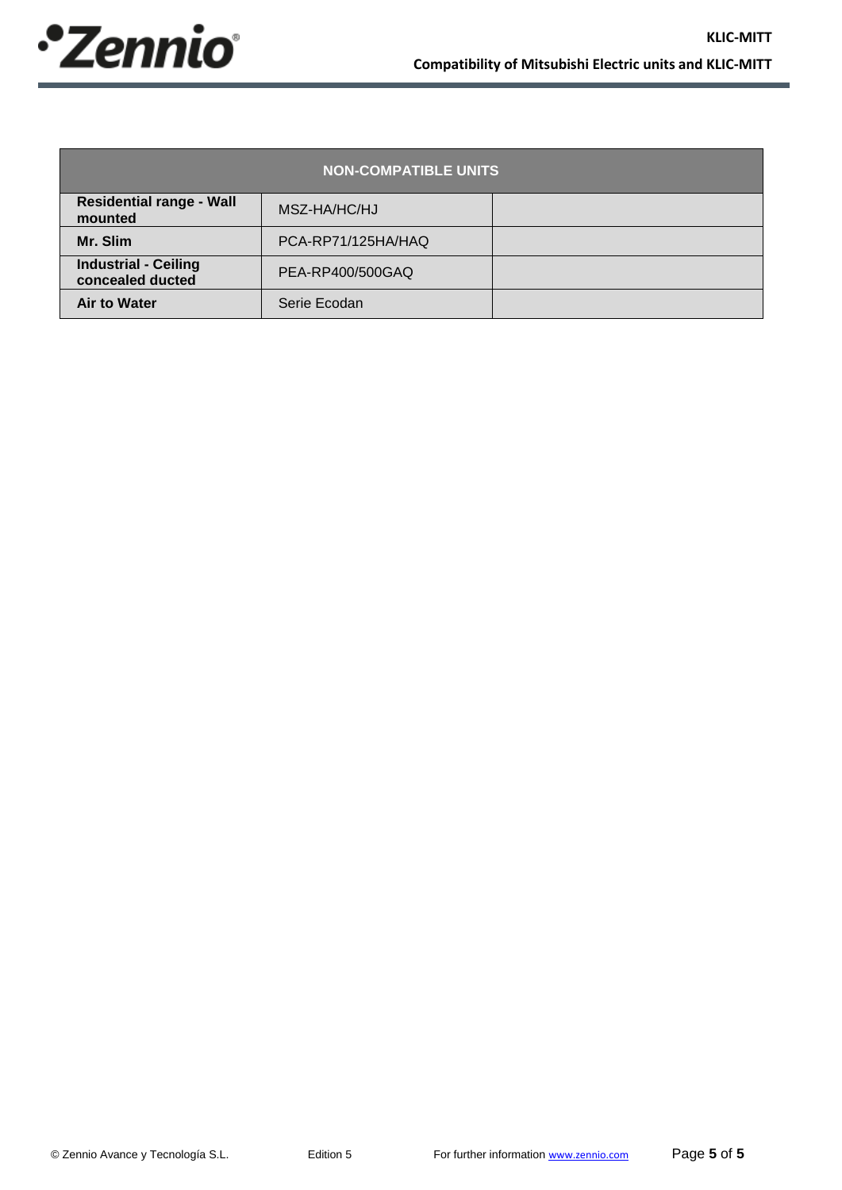| NON-COMPATIBLE UNITS | | |
|---|---|---|
| **Residential range - Wall mounted** | MSZ-HA/HC/HJ | |
| **Mr. Slim** | PCA-RP71/125HA/HAQ | |
| **Industrial - Ceiling concealed ducted** | PEA-RP400/500GAQ | |
| **Air to Water** | Serie Ecodan | |